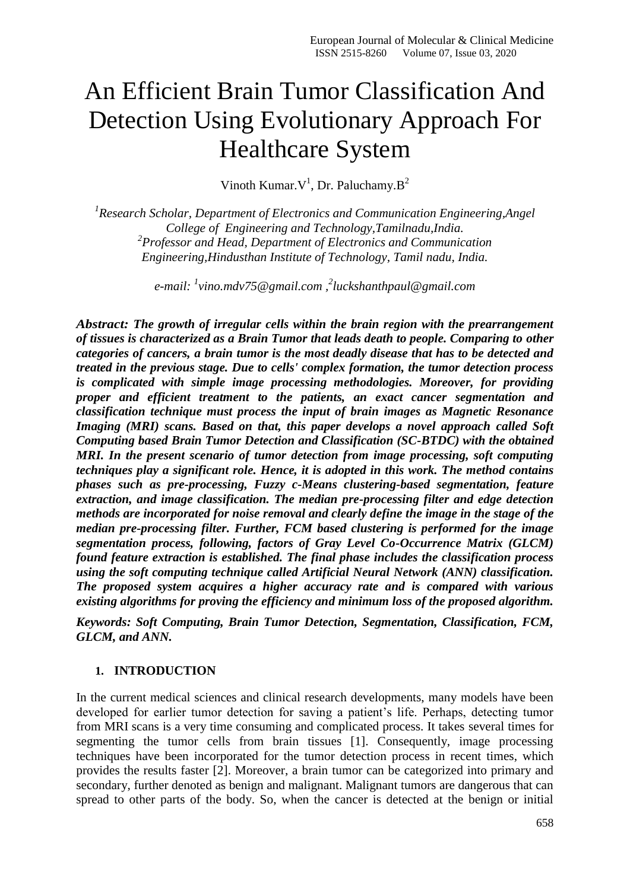# An Efficient Brain Tumor Classification And Detection Using Evolutionary Approach For Healthcare System

Vinoth Kumar.V[1], Dr. Paluchamy.B[2]

*[1]Research Scholar, Department of Electronics and Communication Engineering,Angel College of Engineering and Technology,Tamilnadu,India.*
*[2]Professor and Head, Department of Electronics and Communication Engineering,Hindusthan Institute of Technology, Tamil nadu, India.*

*e-mail: [1]vino.mdv75@gmail.com ,[2]luckshanthpaul@gmail.com*

***Abstract: The growth of irregular cells within the brain region with the prearrangement of tissues is characterized as a Brain Tumor that leads death to people. Comparing to other categories of cancers, a brain tumor is the most deadly disease that has to be detected and treated in the previous stage. Due to cells' complex formation, the tumor detection process is complicated with simple image processing methodologies. Moreover, for providing proper and efficient treatment to the patients, an exact cancer segmentation and classification technique must process the input of brain images as Magnetic Resonance Imaging (MRI) scans. Based on that, this paper develops a novel approach called Soft Computing based Brain Tumor Detection and Classification (SC-BTDC) with the obtained MRI. In the present scenario of tumor detection from image processing, soft computing techniques play a significant role. Hence, it is adopted in this work. The method contains phases such as pre-processing, Fuzzy c-Means clustering-based segmentation, feature extraction, and image classification. The median pre-processing filter and edge detection methods are incorporated for noise removal and clearly define the image in the stage of the median pre-processing filter. Further, FCM based clustering is performed for the image segmentation process, following, factors of Gray Level Co-Occurrence Matrix (GLCM) found feature extraction is established. The final phase includes the classification process using the soft computing technique called Artificial Neural Network (ANN) classification. The proposed system acquires a higher accuracy rate and is compared with various existing algorithms for proving the efficiency and minimum loss of the proposed algorithm.***

***Keywords: Soft Computing, Brain Tumor Detection, Segmentation, Classification, FCM, GLCM, and ANN.***

## 1. INTRODUCTION

In the current medical sciences and clinical research developments, many models have been developed for earlier tumor detection for saving a patient's life. Perhaps, detecting tumor from MRI scans is a very time consuming and complicated process. It takes several times for segmenting the tumor cells from brain tissues [1]. Consequently, image processing techniques have been incorporated for the tumor detection process in recent times, which provides the results faster [2]. Moreover, a brain tumor can be categorized into primary and secondary, further denoted as benign and malignant. Malignant tumors are dangerous that can spread to other parts of the body. So, when the cancer is detected at the benign or initial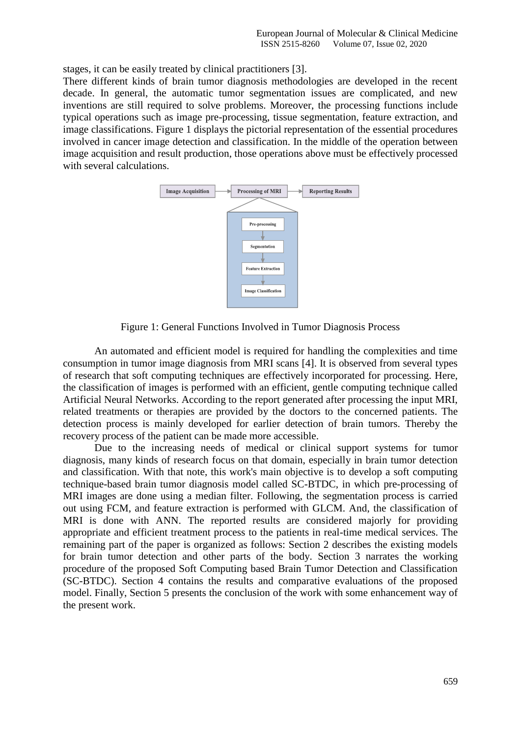stages, it can be easily treated by clinical practitioners [3].

There different kinds of brain tumor diagnosis methodologies are developed in the recent decade. In general, the automatic tumor segmentation issues are complicated, and new inventions are still required to solve problems. Moreover, the processing functions include typical operations such as image pre-processing, tissue segmentation, feature extraction, and image classifications. Figure 1 displays the pictorial representation of the essential procedures involved in cancer image detection and classification. In the middle of the operation between image acquisition and result production, those operations above must be effectively processed with several calculations.

Figure 1: General Functions Involved in Tumor Diagnosis Process

An automated and efficient model is required for handling the complexities and time consumption in tumor image diagnosis from MRI scans [4]. It is observed from several types of research that soft computing techniques are effectively incorporated for processing. Here, the classification of images is performed with an efficient, gentle computing technique called Artificial Neural Networks. According to the report generated after processing the input MRI, related treatments or therapies are provided by the doctors to the concerned patients. The detection process is mainly developed for earlier detection of brain tumors. Thereby the recovery process of the patient can be made more accessible.

Due to the increasing needs of medical or clinical support systems for tumor diagnosis, many kinds of research focus on that domain, especially in brain tumor detection and classification. With that note, this work's main objective is to develop a soft computing technique-based brain tumor diagnosis model called SC-BTDC, in which pre-processing of MRI images are done using a median filter. Following, the segmentation process is carried out using FCM, and feature extraction is performed with GLCM. And, the classification of MRI is done with ANN. The reported results are considered majorly for providing appropriate and efficient treatment process to the patients in real-time medical services. The remaining part of the paper is organized as follows: Section 2 describes the existing models for brain tumor detection and other parts of the body. Section 3 narrates the working procedure of the proposed Soft Computing based Brain Tumor Detection and Classification (SC-BTDC). Section 4 contains the results and comparative evaluations of the proposed model. Finally, Section 5 presents the conclusion of the work with some enhancement way of the present work.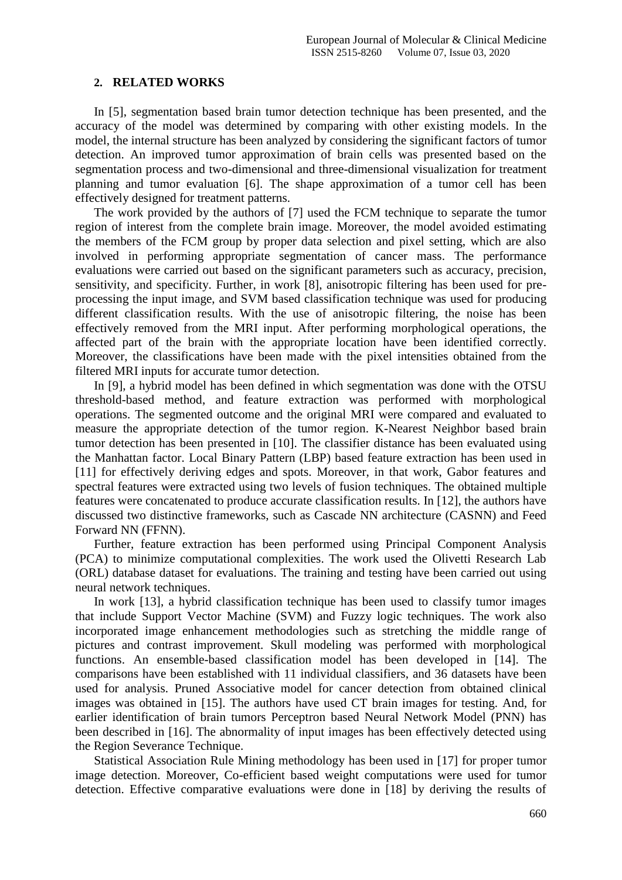## 2. RELATED WORKS

In [5], segmentation based brain tumor detection technique has been presented, and the accuracy of the model was determined by comparing with other existing models. In the model, the internal structure has been analyzed by considering the significant factors of tumor detection. An improved tumor approximation of brain cells was presented based on the segmentation process and two-dimensional and three-dimensional visualization for treatment planning and tumor evaluation [6]. The shape approximation of a tumor cell has been effectively designed for treatment patterns.

The work provided by the authors of [7] used the FCM technique to separate the tumor region of interest from the complete brain image. Moreover, the model avoided estimating the members of the FCM group by proper data selection and pixel setting, which are also involved in performing appropriate segmentation of cancer mass. The performance evaluations were carried out based on the significant parameters such as accuracy, precision, sensitivity, and specificity. Further, in work [8], anisotropic filtering has been used for pre-processing the input image, and SVM based classification technique was used for producing different classification results. With the use of anisotropic filtering, the noise has been effectively removed from the MRI input. After performing morphological operations, the affected part of the brain with the appropriate location have been identified correctly. Moreover, the classifications have been made with the pixel intensities obtained from the filtered MRI inputs for accurate tumor detection.

In [9], a hybrid model has been defined in which segmentation was done with the OTSU threshold-based method, and feature extraction was performed with morphological operations. The segmented outcome and the original MRI were compared and evaluated to measure the appropriate detection of the tumor region. K-Nearest Neighbor based brain tumor detection has been presented in [10]. The classifier distance has been evaluated using the Manhattan factor. Local Binary Pattern (LBP) based feature extraction has been used in [11] for effectively deriving edges and spots. Moreover, in that work, Gabor features and spectral features were extracted using two levels of fusion techniques. The obtained multiple features were concatenated to produce accurate classification results. In [12], the authors have discussed two distinctive frameworks, such as Cascade NN architecture (CASNN) and Feed Forward NN (FFNN).

Further, feature extraction has been performed using Principal Component Analysis (PCA) to minimize computational complexities. The work used the Olivetti Research Lab (ORL) database dataset for evaluations. The training and testing have been carried out using neural network techniques.

In work [13], a hybrid classification technique has been used to classify tumor images that include Support Vector Machine (SVM) and Fuzzy logic techniques. The work also incorporated image enhancement methodologies such as stretching the middle range of pictures and contrast improvement. Skull modeling was performed with morphological functions. An ensemble-based classification model has been developed in [14]. The comparisons have been established with 11 individual classifiers, and 36 datasets have been used for analysis. Pruned Associative model for cancer detection from obtained clinical images was obtained in [15]. The authors have used CT brain images for testing. And, for earlier identification of brain tumors Perceptron based Neural Network Model (PNN) has been described in [16]. The abnormality of input images has been effectively detected using the Region Severance Technique.

Statistical Association Rule Mining methodology has been used in [17] for proper tumor image detection. Moreover, Co-efficient based weight computations were used for tumor detection. Effective comparative evaluations were done in [18] by deriving the results of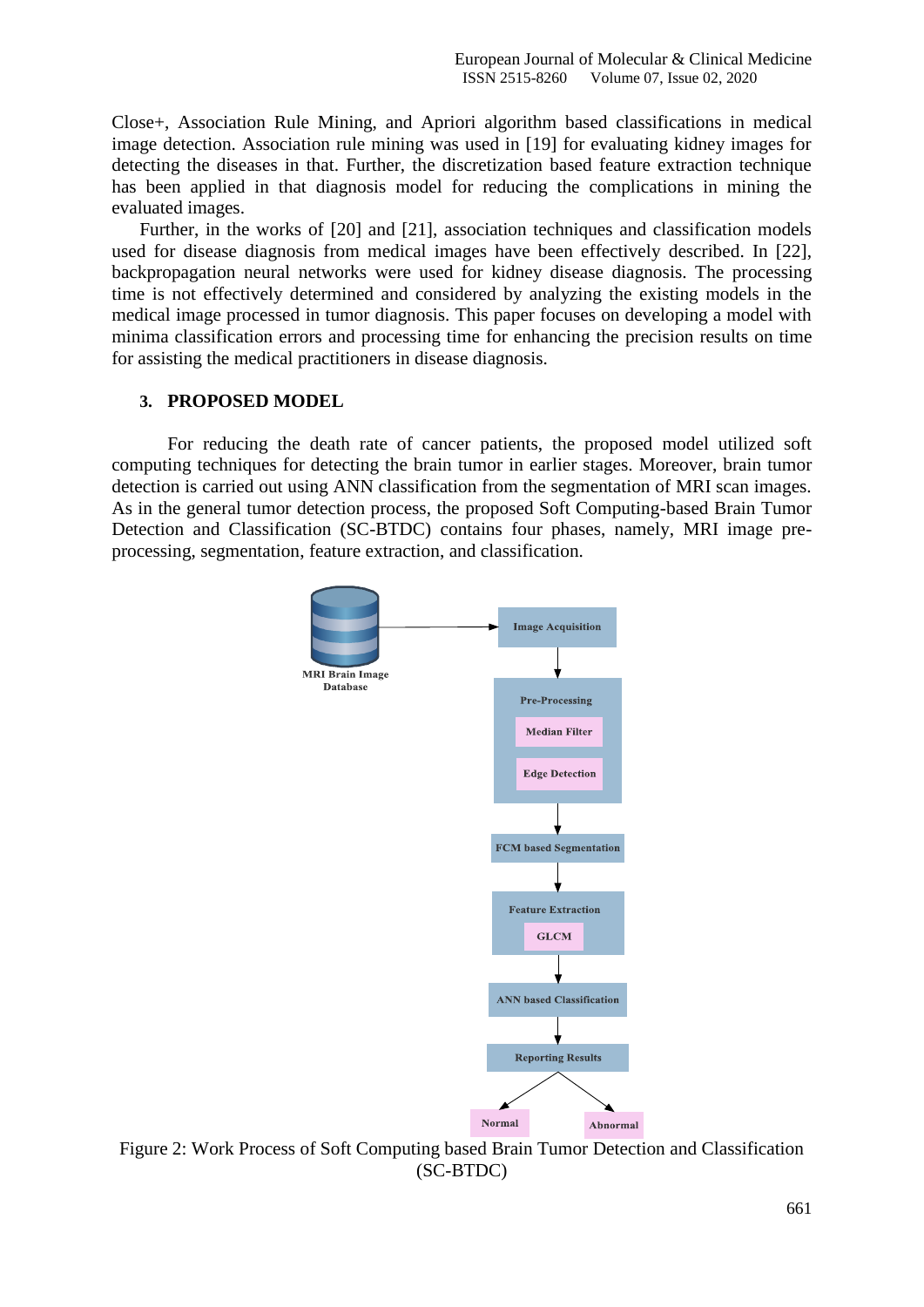Close+, Association Rule Mining, and Apriori algorithm based classifications in medical image detection. Association rule mining was used in [19] for evaluating kidney images for detecting the diseases in that. Further, the discretization based feature extraction technique has been applied in that diagnosis model for reducing the complications in mining the evaluated images.

Further, in the works of [20] and [21], association techniques and classification models used for disease diagnosis from medical images have been effectively described. In [22], backpropagation neural networks were used for kidney disease diagnosis. The processing time is not effectively determined and considered by analyzing the existing models in the medical image processed in tumor diagnosis. This paper focuses on developing a model with minima classification errors and processing time for enhancing the precision results on time for assisting the medical practitioners in disease diagnosis.

## 3. PROPOSED MODEL

For reducing the death rate of cancer patients, the proposed model utilized soft computing techniques for detecting the brain tumor in earlier stages. Moreover, brain tumor detection is carried out using ANN classification from the segmentation of MRI scan images. As in the general tumor detection process, the proposed Soft Computing-based Brain Tumor Detection and Classification (SC-BTDC) contains four phases, namely, MRI image pre-processing, segmentation, feature extraction, and classification.

MRI Brain Image Database → Image Acquisition → Pre-Processing (Median Filter, Edge Detection) → FCM based Segmentation → Feature Extraction (GLCM) → ANN based Classification → Reporting Results → Normal / Abnormal

Figure 2: Work Process of Soft Computing based Brain Tumor Detection and Classification (SC-BTDC)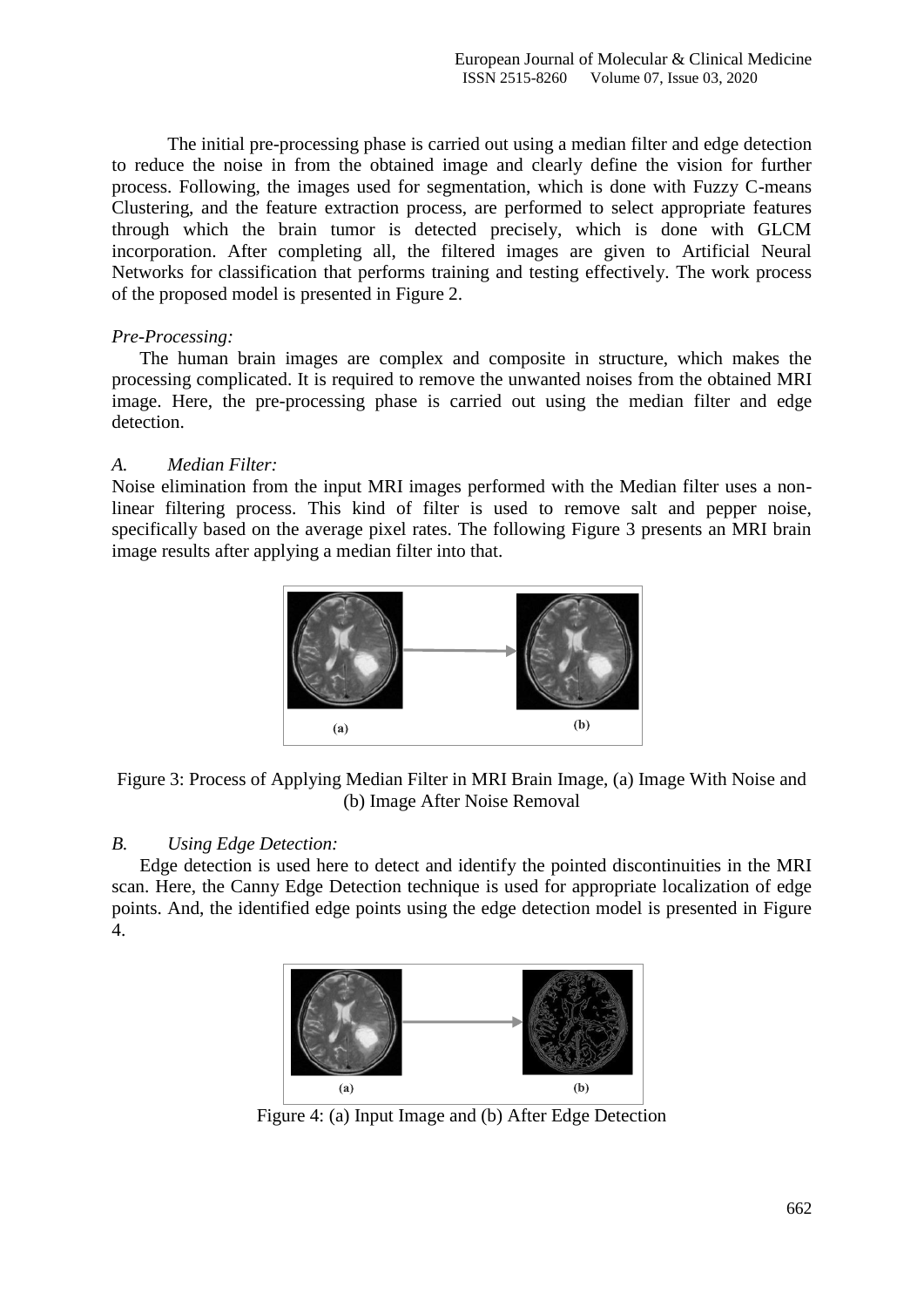The initial pre-processing phase is carried out using a median filter and edge detection to reduce the noise in from the obtained image and clearly define the vision for further process. Following, the images used for segmentation, which is done with Fuzzy C-means Clustering, and the feature extraction process, are performed to select appropriate features through which the brain tumor is detected precisely, which is done with GLCM incorporation. After completing all, the filtered images are given to Artificial Neural Networks for classification that performs training and testing effectively. The work process of the proposed model is presented in Figure 2.

*Pre-Processing:*

The human brain images are complex and composite in structure, which makes the processing complicated. It is required to remove the unwanted noises from the obtained MRI image. Here, the pre-processing phase is carried out using the median filter and edge detection.

*A. Median Filter:*

Noise elimination from the input MRI images performed with the Median filter uses a non-linear filtering process. This kind of filter is used to remove salt and pepper noise, specifically based on the average pixel rates. The following Figure 3 presents an MRI brain image results after applying a median filter into that.

Figure 3: Process of Applying Median Filter in MRI Brain Image, (a) Image With Noise and (b) Image After Noise Removal

*B. Using Edge Detection:*

Edge detection is used here to detect and identify the pointed discontinuities in the MRI scan. Here, the Canny Edge Detection technique is used for appropriate localization of edge points. And, the identified edge points using the edge detection model is presented in Figure 4.

Figure 4: (a) Input Image and (b) After Edge Detection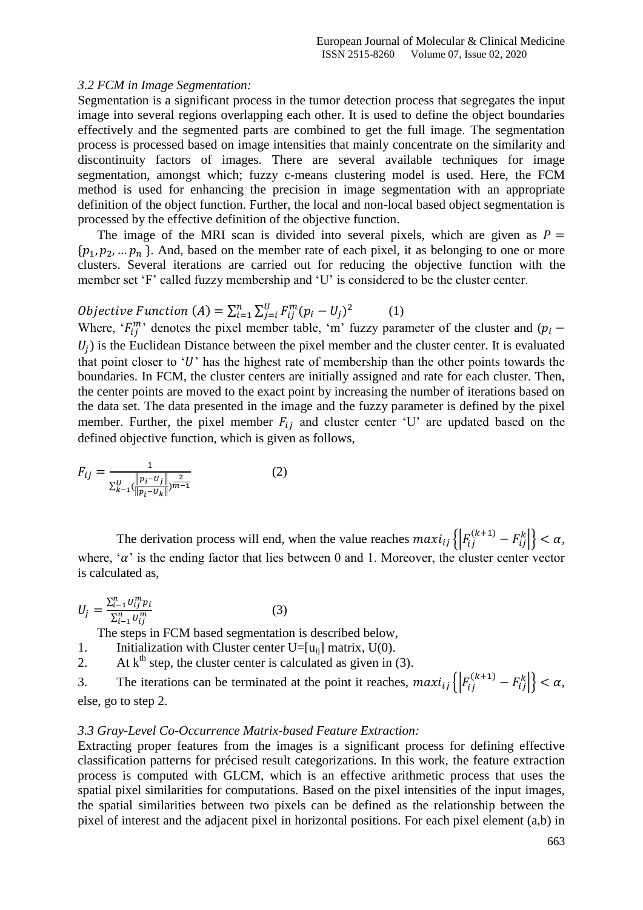*3.2 FCM in Image Segmentation:*

Segmentation is a significant process in the tumor detection process that segregates the input image into several regions overlapping each other. It is used to define the object boundaries effectively and the segmented parts are combined to get the full image. The segmentation process is processed based on image intensities that mainly concentrate on the similarity and discontinuity factors of images. There are several available techniques for image segmentation, amongst which; fuzzy c-means clustering model is used. Here, the FCM method is used for enhancing the precision in image segmentation with an appropriate definition of the object function. Further, the local and non-local based object segmentation is processed by the effective definition of the objective function.

The image of the MRI scan is divided into several pixels, which are given as $P = \{p_1, p_2, \ldots p_n\}$. And, based on the member rate of each pixel, it as belonging to one or more clusters. Several iterations are carried out for reducing the objective function with the member set 'F' called fuzzy membership and 'U' is considered to be the cluster center.

$$Objective\ Function\ (A) = \sum_{i=1}^{n} \sum_{j=i}^{U} F_{ij}^{m} (p_i - U_j)^2 \qquad (1)$$

Where, '$F_{ij}^{m}$' denotes the pixel member table, 'm' fuzzy parameter of the cluster and $(p_i - U_j)$ is the Euclidean Distance between the pixel member and the cluster center. It is evaluated that point closer to '$U$' has the highest rate of membership than the other points towards the boundaries. In FCM, the cluster centers are initially assigned and rate for each cluster. Then, the center points are moved to the exact point by increasing the number of iterations based on the data set. The data presented in the image and the fuzzy parameter is defined by the pixel member. Further, the pixel member $F_{ij}$ and cluster center 'U' are updated based on the defined objective function, which is given as follows,

$$F_{ij} = \frac{1}{\sum_{k-1}^{U} \left(\frac{\|p_i - U_j\|}{\|p_i - U_k\|}\right)^{\frac{2}{m-1}}} \qquad (2)$$

The derivation process will end, when the value reaches $maxi_{ij}\left\{\left|F_{ij}^{(k+1)} - F_{ij}^{k}\right|\right\} < \alpha$, where, '$\alpha$' is the ending factor that lies between 0 and 1. Moreover, the cluster center vector is calculated as,

$$U_j = \frac{\sum_{i-1}^{n} u_{ij}^{m} p_i}{\sum_{i-1}^{n} u_{ij}^{m}} \qquad (3)$$

The steps in FCM based segmentation is described below,

1. Initialization with Cluster center $U=[u_{ij}]$ matrix, U(0).
2. At $k^{th}$ step, the cluster center is calculated as given in (3).
3. The iterations can be terminated at the point it reaches, $maxi_{ij}\left\{\left|F_{ij}^{(k+1)} - F_{ij}^{k}\right|\right\} < \alpha$, else, go to step 2.

*3.3 Gray-Level Co-Occurrence Matrix-based Feature Extraction:*

Extracting proper features from the images is a significant process for defining effective classification patterns for précised result categorizations. In this work, the feature extraction process is computed with GLCM, which is an effective arithmetic process that uses the spatial pixel similarities for computations. Based on the pixel intensities of the input images, the spatial similarities between two pixels can be defined as the relationship between the pixel of interest and the adjacent pixel in horizontal positions. For each pixel element (a,b) in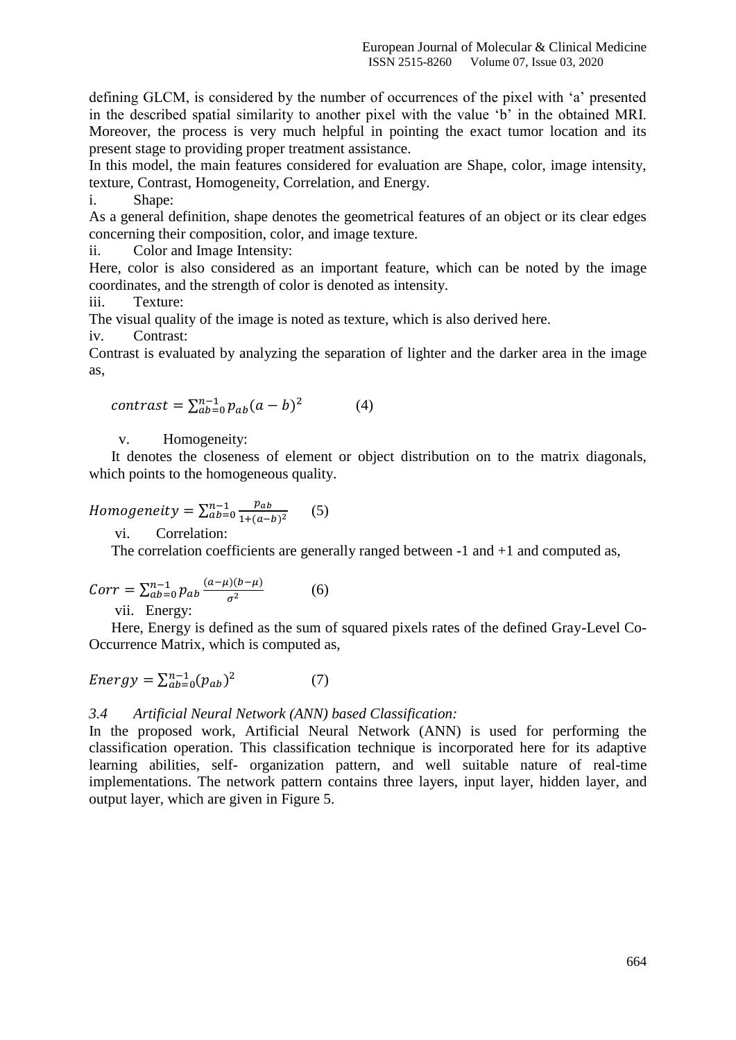defining GLCM, is considered by the number of occurrences of the pixel with 'a' presented in the described spatial similarity to another pixel with the value 'b' in the obtained MRI. Moreover, the process is very much helpful in pointing the exact tumor location and its present stage to providing proper treatment assistance.

In this model, the main features considered for evaluation are Shape, color, image intensity, texture, Contrast, Homogeneity, Correlation, and Energy.

i. Shape:

As a general definition, shape denotes the geometrical features of an object or its clear edges concerning their composition, color, and image texture.

ii. Color and Image Intensity:

Here, color is also considered as an important feature, which can be noted by the image coordinates, and the strength of color is denoted as intensity.

iii. Texture:

The visual quality of the image is noted as texture, which is also derived here.

iv. Contrast:

Contrast is evaluated by analyzing the separation of lighter and the darker area in the image as,

$$contrast = \sum_{ab=0}^{n-1} p_{ab}(a-b)^2 \qquad (4)$$

v. Homogeneity:

It denotes the closeness of element or object distribution on to the matrix diagonals, which points to the homogeneous quality.

$$Homogeneity = \sum_{ab=0}^{n-1} \frac{p_{ab}}{1+(a-b)^2} \qquad (5)$$

vi. Correlation:

The correlation coefficients are generally ranged between -1 and +1 and computed as,

$$Corr = \sum_{ab=0}^{n-1} p_{ab} \frac{(a-\mu)(b-\mu)}{\sigma^2} \qquad (6)$$

vii. Energy:

Here, Energy is defined as the sum of squared pixels rates of the defined Gray-Level Co-Occurrence Matrix, which is computed as,

$$Energy = \sum_{ab=0}^{n-1} (p_{ab})^2 \qquad (7)$$

### *3.4 Artificial Neural Network (ANN) based Classification:*

In the proposed work, Artificial Neural Network (ANN) is used for performing the classification operation. This classification technique is incorporated here for its adaptive learning abilities, self- organization pattern, and well suitable nature of real-time implementations. The network pattern contains three layers, input layer, hidden layer, and output layer, which are given in Figure 5.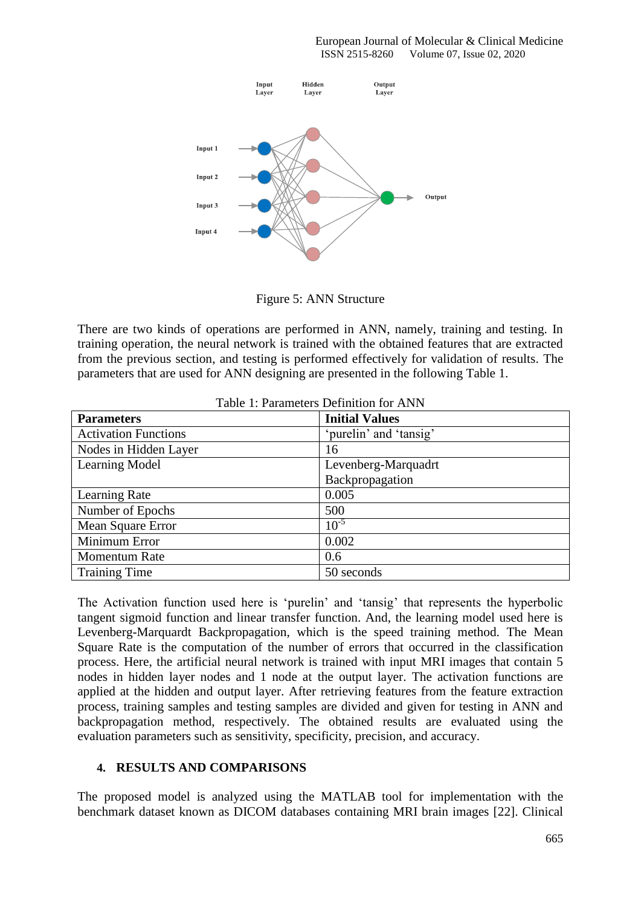Figure 5: ANN Structure

There are two kinds of operations are performed in ANN, namely, training and testing. In training operation, the neural network is trained with the obtained features that are extracted from the previous section, and testing is performed effectively for validation of results. The parameters that are used for ANN designing are presented in the following Table 1.

Table 1: Parameters Definition for ANN

| Parameters | Initial Values |
|---|---|
| Activation Functions | 'purelin' and 'tansig' |
| Nodes in Hidden Layer | 16 |
| Learning Model | Levenberg-Marquadrt Backpropagation |
| Learning Rate | 0.005 |
| Number of Epochs | 500 |
| Mean Square Error | $10^{-5}$ |
| Minimum Error | 0.002 |
| Momentum Rate | 0.6 |
| Training Time | 50 seconds |

The Activation function used here is 'purelin' and 'tansig' that represents the hyperbolic tangent sigmoid function and linear transfer function. And, the learning model used here is Levenberg-Marquardt Backpropagation, which is the speed training method. The Mean Square Rate is the computation of the number of errors that occurred in the classification process. Here, the artificial neural network is trained with input MRI images that contain 5 nodes in hidden layer nodes and 1 node at the output layer. The activation functions are applied at the hidden and output layer. After retrieving features from the feature extraction process, training samples and testing samples are divided and given for testing in ANN and backpropagation method, respectively. The obtained results are evaluated using the evaluation parameters such as sensitivity, specificity, precision, and accuracy.

## 4. RESULTS AND COMPARISONS

The proposed model is analyzed using the MATLAB tool for implementation with the benchmark dataset known as DICOM databases containing MRI brain images [22]. Clinical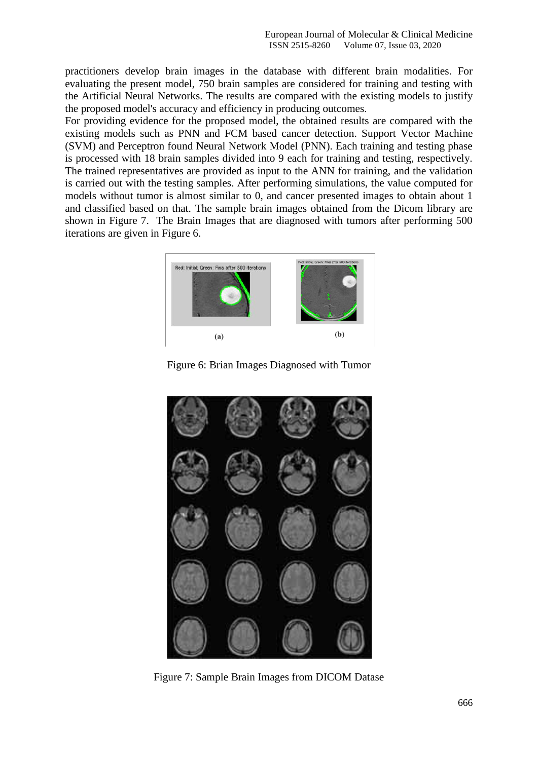practitioners develop brain images in the database with different brain modalities. For evaluating the present model, 750 brain samples are considered for training and testing with the Artificial Neural Networks. The results are compared with the existing models to justify the proposed model's accuracy and efficiency in producing outcomes.

For providing evidence for the proposed model, the obtained results are compared with the existing models such as PNN and FCM based cancer detection. Support Vector Machine (SVM) and Perceptron found Neural Network Model (PNN). Each training and testing phase is processed with 18 brain samples divided into 9 each for training and testing, respectively. The trained representatives are provided as input to the ANN for training, and the validation is carried out with the testing samples. After performing simulations, the value computed for models without tumor is almost similar to 0, and cancer presented images to obtain about 1 and classified based on that. The sample brain images obtained from the Dicom library are shown in Figure 7. The Brain Images that are diagnosed with tumors after performing 500 iterations are given in Figure 6.

Figure 6: Brian Images Diagnosed with Tumor

Figure 7: Sample Brain Images from DICOM Datase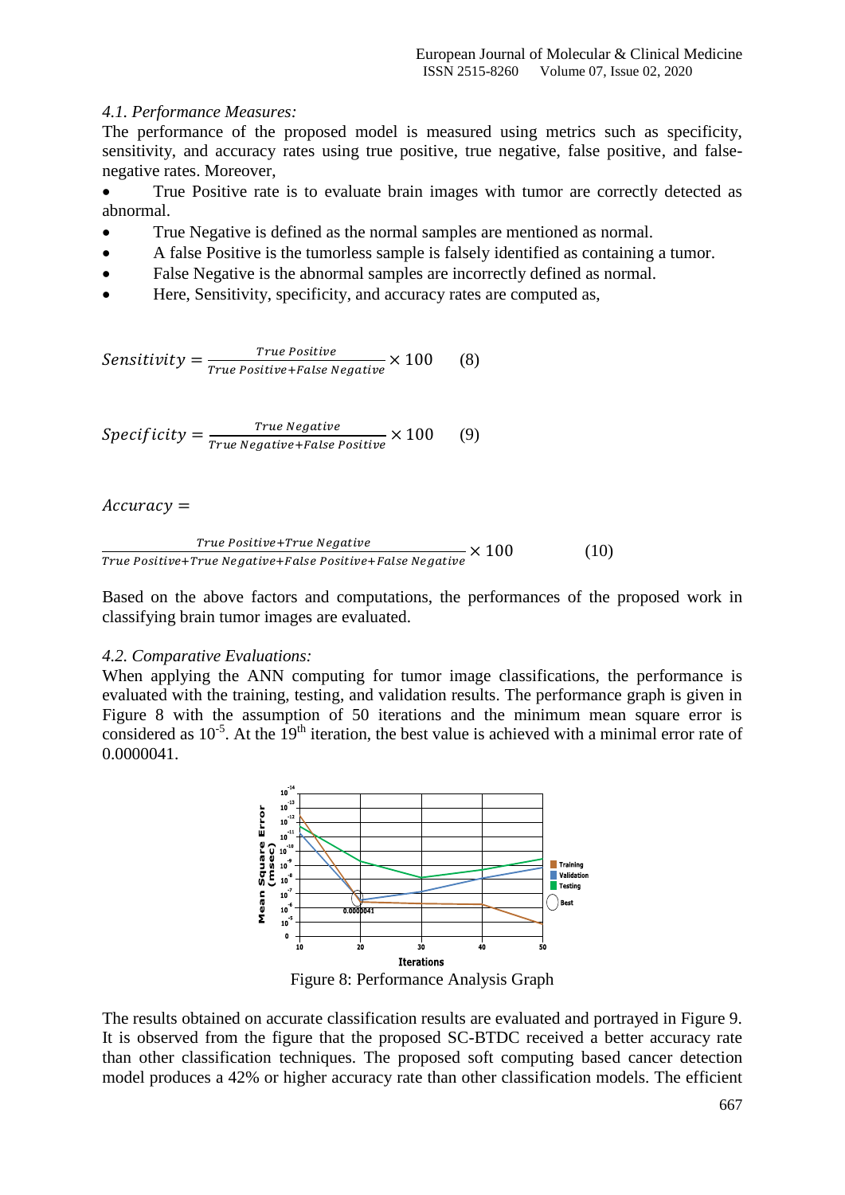### *4.1. Performance Measures:*

The performance of the proposed model is measured using metrics such as specificity, sensitivity, and accuracy rates using true positive, true negative, false positive, and false-negative rates. Moreover,

- True Positive rate is to evaluate brain images with tumor are correctly detected as abnormal.
- True Negative is defined as the normal samples are mentioned as normal.
- A false Positive is the tumorless sample is falsely identified as containing a tumor.
- False Negative is the abnormal samples are incorrectly defined as normal.
- Here, Sensitivity, specificity, and accuracy rates are computed as,

$$Sensitivity = \frac{True\ Positive}{True\ Positive + False\ Negative} \times 100 \qquad (8)$$

$$Specificity = \frac{True\ Negative}{True\ Negative + False\ Positive} \times 100 \qquad (9)$$

$$Accuracy = \frac{True\ Positive + True\ Negative}{True\ Positive + True\ Negative + False\ Positive + False\ Negative} \times 100 \qquad (10)$$

Based on the above factors and computations, the performances of the proposed work in classifying brain tumor images are evaluated.

### *4.2. Comparative Evaluations:*

When applying the ANN computing for tumor image classifications, the performance is evaluated with the training, testing, and validation results. The performance graph is given in Figure 8 with the assumption of 50 iterations and the minimum mean square error is considered as $10^{-5}$. At the 19th iteration, the best value is achieved with a minimal error rate of 0.0000041.

Figure 8: Performance Analysis Graph

The results obtained on accurate classification results are evaluated and portrayed in Figure 9. It is observed from the figure that the proposed SC-BTDC received a better accuracy rate than other classification techniques. The proposed soft computing based cancer detection model produces a 42% or higher accuracy rate than other classification models. The efficient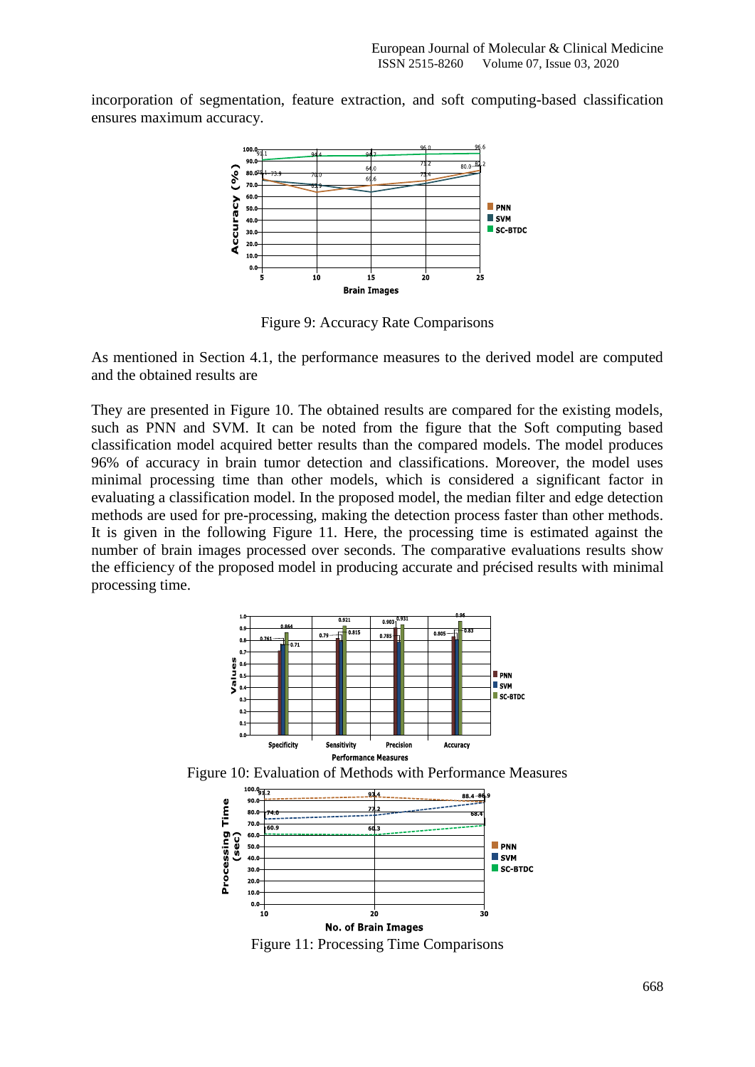incorporation of segmentation, feature extraction, and soft computing-based classification ensures maximum accuracy.

Figure 9: Accuracy Rate Comparisons

As mentioned in Section 4.1, the performance measures to the derived model are computed and the obtained results are

They are presented in Figure 10. The obtained results are compared for the existing models, such as PNN and SVM. It can be noted from the figure that the Soft computing based classification model acquired better results than the compared models. The model produces 96% of accuracy in brain tumor detection and classifications. Moreover, the model uses minimal processing time than other models, which is considered a significant factor in evaluating a classification model. In the proposed model, the median filter and edge detection methods are used for pre-processing, making the detection process faster than other methods. It is given in the following Figure 11. Here, the processing time is estimated against the number of brain images processed over seconds. The comparative evaluations results show the efficiency of the proposed model in producing accurate and précised results with minimal processing time.

Figure 10: Evaluation of Methods with Performance Measures

Figure 11: Processing Time Comparisons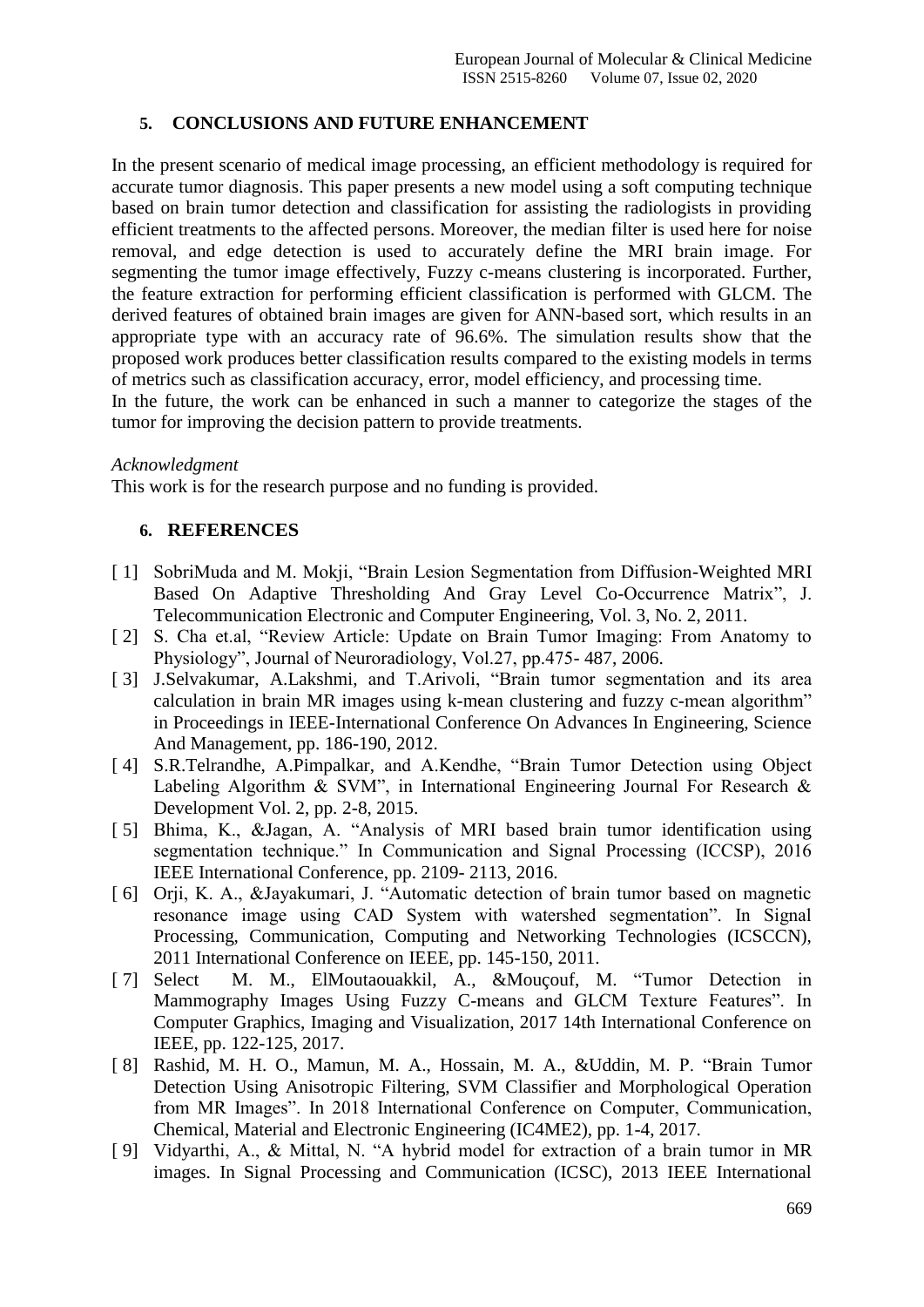## 5. CONCLUSIONS AND FUTURE ENHANCEMENT

In the present scenario of medical image processing, an efficient methodology is required for accurate tumor diagnosis. This paper presents a new model using a soft computing technique based on brain tumor detection and classification for assisting the radiologists in providing efficient treatments to the affected persons. Moreover, the median filter is used here for noise removal, and edge detection is used to accurately define the MRI brain image. For segmenting the tumor image effectively, Fuzzy c-means clustering is incorporated. Further, the feature extraction for performing efficient classification is performed with GLCM. The derived features of obtained brain images are given for ANN-based sort, which results in an appropriate type with an accuracy rate of 96.6%. The simulation results show that the proposed work produces better classification results compared to the existing models in terms of metrics such as classification accuracy, error, model efficiency, and processing time.

In the future, the work can be enhanced in such a manner to categorize the stages of the tumor for improving the decision pattern to provide treatments.

*Acknowledgment*

This work is for the research purpose and no funding is provided.

## 6. REFERENCES

[ 1] SobriMuda and M. Mokji, "Brain Lesion Segmentation from Diffusion-Weighted MRI Based On Adaptive Thresholding And Gray Level Co-Occurrence Matrix", J. Telecommunication Electronic and Computer Engineering, Vol. 3, No. 2, 2011.

[ 2] S. Cha et.al, "Review Article: Update on Brain Tumor Imaging: From Anatomy to Physiology", Journal of Neuroradiology, Vol.27, pp.475- 487, 2006.

[ 3] J.Selvakumar, A.Lakshmi, and T.Arivoli, "Brain tumor segmentation and its area calculation in brain MR images using k-mean clustering and fuzzy c-mean algorithm" in Proceedings in IEEE-International Conference On Advances In Engineering, Science And Management, pp. 186-190, 2012.

[ 4] S.R.Telrandhe, A.Pimpalkar, and A.Kendhe, "Brain Tumor Detection using Object Labeling Algorithm & SVM", in International Engineering Journal For Research & Development Vol. 2, pp. 2-8, 2015.

[ 5] Bhima, K., &Jagan, A. "Analysis of MRI based brain tumor identification using segmentation technique." In Communication and Signal Processing (ICCSP), 2016 IEEE International Conference, pp. 2109- 2113, 2016.

[ 6] Orji, K. A., &Jayakumari, J. "Automatic detection of brain tumor based on magnetic resonance image using CAD System with watershed segmentation". In Signal Processing, Communication, Computing and Networking Technologies (ICSCCN), 2011 International Conference on IEEE, pp. 145-150, 2011.

[ 7] Select M. M., ElMoutaouakkil, A., &Mouçouf, M. "Tumor Detection in Mammography Images Using Fuzzy C-means and GLCM Texture Features". In Computer Graphics, Imaging and Visualization, 2017 14th International Conference on IEEE, pp. 122-125, 2017.

[ 8] Rashid, M. H. O., Mamun, M. A., Hossain, M. A., &Uddin, M. P. "Brain Tumor Detection Using Anisotropic Filtering, SVM Classifier and Morphological Operation from MR Images". In 2018 International Conference on Computer, Communication, Chemical, Material and Electronic Engineering (IC4ME2), pp. 1-4, 2017.

[ 9] Vidyarthi, A., & Mittal, N. "A hybrid model for extraction of a brain tumor in MR images. In Signal Processing and Communication (ICSC), 2013 IEEE International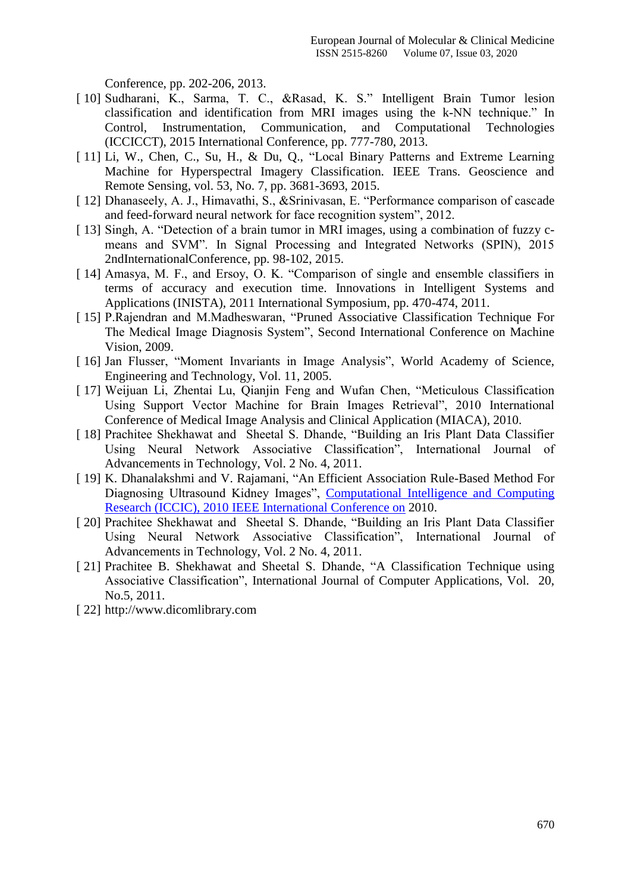Conference, pp. 202-206, 2013.

[ 10] Sudharani, K., Sarma, T. C., &Rasad, K. S." Intelligent Brain Tumor lesion classification and identification from MRI images using the k-NN technique." In Control, Instrumentation, Communication, and Computational Technologies (ICCICCT), 2015 International Conference, pp. 777-780, 2013.

[ 11] Li, W., Chen, C., Su, H., & Du, Q., "Local Binary Patterns and Extreme Learning Machine for Hyperspectral Imagery Classification. IEEE Trans. Geoscience and Remote Sensing, vol. 53, No. 7, pp. 3681-3693, 2015.

[ 12] Dhanaseely, A. J., Himavathi, S., &Srinivasan, E. "Performance comparison of cascade and feed-forward neural network for face recognition system", 2012.

[ 13] Singh, A. "Detection of a brain tumor in MRI images, using a combination of fuzzy c-means and SVM". In Signal Processing and Integrated Networks (SPIN), 2015 2ndInternationalConference, pp. 98-102, 2015.

[ 14] Amasya, M. F., and Ersoy, O. K. "Comparison of single and ensemble classifiers in terms of accuracy and execution time. Innovations in Intelligent Systems and Applications (INISTA), 2011 International Symposium, pp. 470-474, 2011.

[ 15] P.Rajendran and M.Madheswaran, "Pruned Associative Classification Technique For The Medical Image Diagnosis System", Second International Conference on Machine Vision, 2009.

[ 16] Jan Flusser, "Moment Invariants in Image Analysis", World Academy of Science, Engineering and Technology, Vol. 11, 2005.

[ 17] Weijuan Li, Zhentai Lu, Qianjin Feng and Wufan Chen, "Meticulous Classification Using Support Vector Machine for Brain Images Retrieval", 2010 International Conference of Medical Image Analysis and Clinical Application (MIACA), 2010.

[ 18] Prachitee Shekhawat and Sheetal S. Dhande, "Building an Iris Plant Data Classifier Using Neural Network Associative Classification", International Journal of Advancements in Technology, Vol. 2 No. 4, 2011.

[ 19] K. Dhanalakshmi and V. Rajamani, "An Efficient Association Rule-Based Method For Diagnosing Ultrasound Kidney Images", Computational Intelligence and Computing Research (ICCIC), 2010 IEEE International Conference on 2010.

[ 20] Prachitee Shekhawat and Sheetal S. Dhande, "Building an Iris Plant Data Classifier Using Neural Network Associative Classification", International Journal of Advancements in Technology, Vol. 2 No. 4, 2011.

[ 21] Prachitee B. Shekhawat and Sheetal S. Dhande, "A Classification Technique using Associative Classification", International Journal of Computer Applications, Vol. 20, No.5, 2011.

[ 22] http://www.dicomlibrary.com